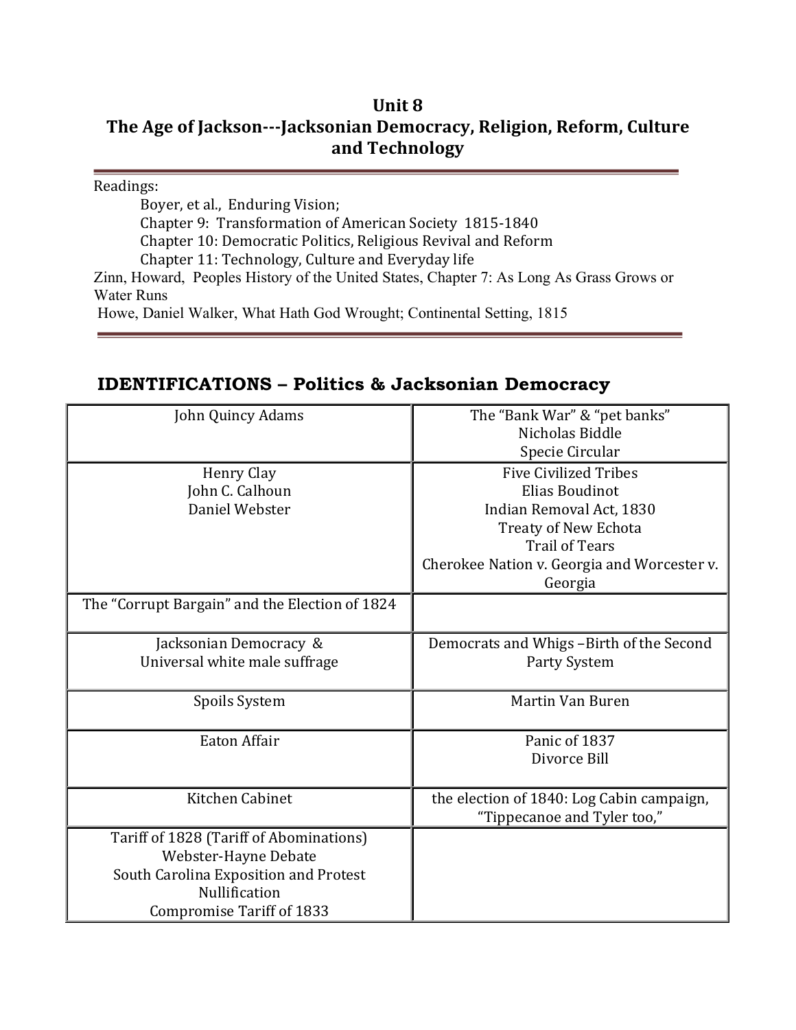# Unit 8
# The Age of Jackson---Jacksonian Democracy, Religion, Reform, Culture and Technology

Readings:

Boyer, et al., Enduring Vision;

Chapter 9: Transformation of American Society 1815-1840

Chapter 10: Democratic Politics, Religious Revival and Reform

Chapter 11: Technology, Culture and Everyday life

Zinn, Howard, Peoples History of the United States, Chapter 7: As Long As Grass Grows or Water Runs

Howe, Daniel Walker, What Hath God Wrought; Continental Setting, 1815

## IDENTIFICATIONS – Politics & Jacksonian Democracy

| | |
|---|---|
| John Quincy Adams | The "Bank War" & "pet banks"<br>Nicholas Biddle<br>Specie Circular |
| Henry Clay<br>John C. Calhoun<br>Daniel Webster | Five Civilized Tribes<br>Elias Boudinot<br>Indian Removal Act, 1830<br>Treaty of New Echota<br>Trail of Tears<br>Cherokee Nation v. Georgia and Worcester v. Georgia |
| The "Corrupt Bargain" and the Election of 1824 | |
| Jacksonian Democracy &<br>Universal white male suffrage | Democrats and Whigs –Birth of the Second Party System |
| Spoils System | Martin Van Buren |
| Eaton Affair | Panic of 1837<br>Divorce Bill |
| Kitchen Cabinet | the election of 1840: Log Cabin campaign, "Tippecanoe and Tyler too," |
| Tariff of 1828 (Tariff of Abominations)<br>Webster-Hayne Debate<br>South Carolina Exposition and Protest<br>Nullification<br>Compromise Tariff of 1833 | |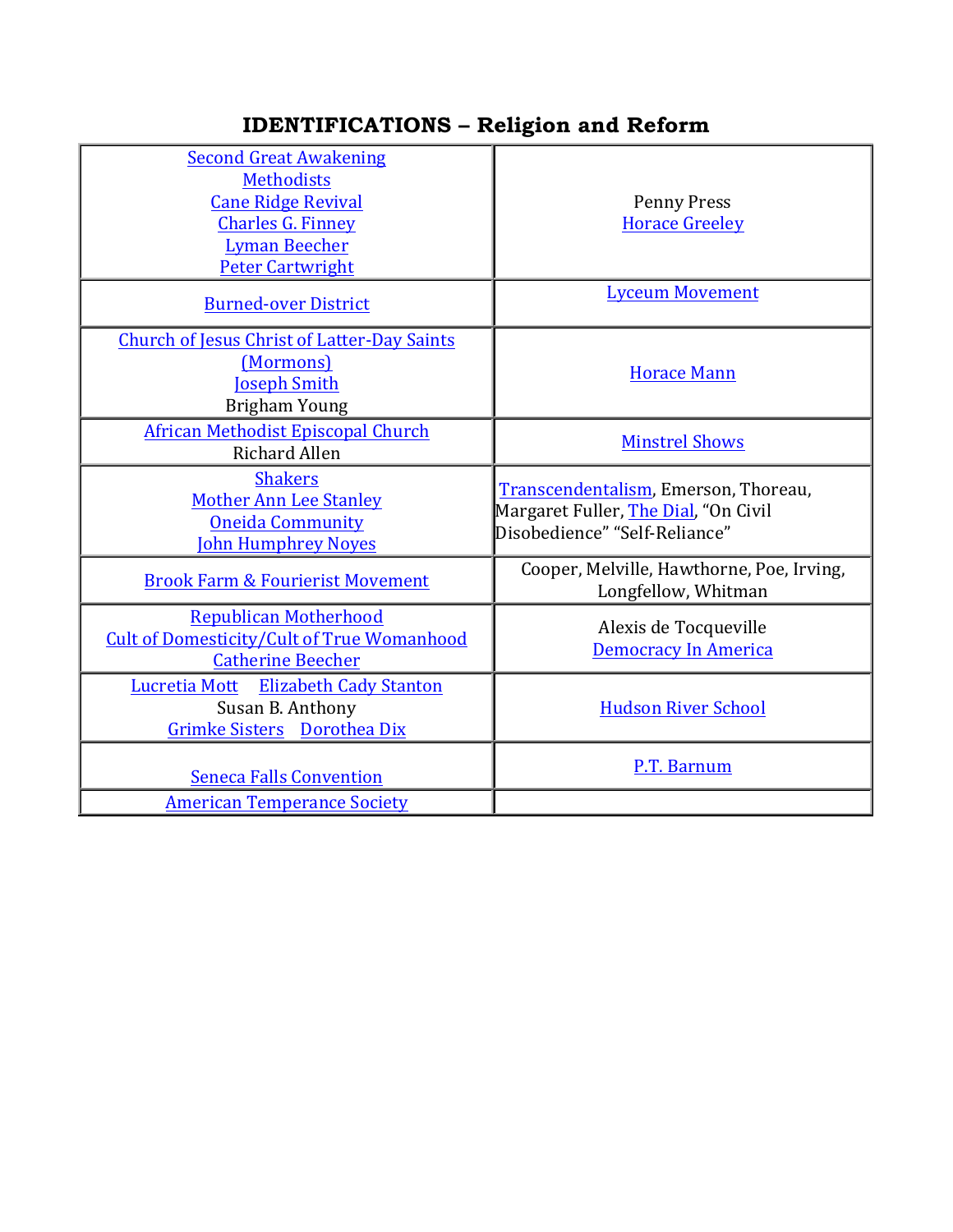## IDENTIFICATIONS – Religion and Reform

| | |
|---|---|
| Second Great Awakening<br>Methodists<br>Cane Ridge Revival<br>Charles G. Finney<br>Lyman Beecher<br>Peter Cartwright | Penny Press<br>Horace Greeley |
| Burned-over District | Lyceum Movement |
| Church of Jesus Christ of Latter-Day Saints (Mormons)<br>Joseph Smith<br>Brigham Young | Horace Mann |
| African Methodist Episcopal Church<br>Richard Allen | Minstrel Shows |
| Shakers<br>Mother Ann Lee Stanley<br>Oneida Community<br>John Humphrey Noyes | Transcendentalism, Emerson, Thoreau, Margaret Fuller, The Dial, "On Civil Disobedience" "Self-Reliance" |
| Brook Farm & Fourierist Movement | Cooper, Melville, Hawthorne, Poe, Irving, Longfellow, Whitman |
| Republican Motherhood<br>Cult of Domesticity/Cult of True Womanhood<br>Catherine Beecher | Alexis de Tocqueville<br>Democracy In America |
| Lucretia Mott Elizabeth Cady Stanton<br>Susan B. Anthony<br>Grimke Sisters Dorothea Dix | Hudson River School |
| Seneca Falls Convention | P.T. Barnum |
| American Temperance Society | |